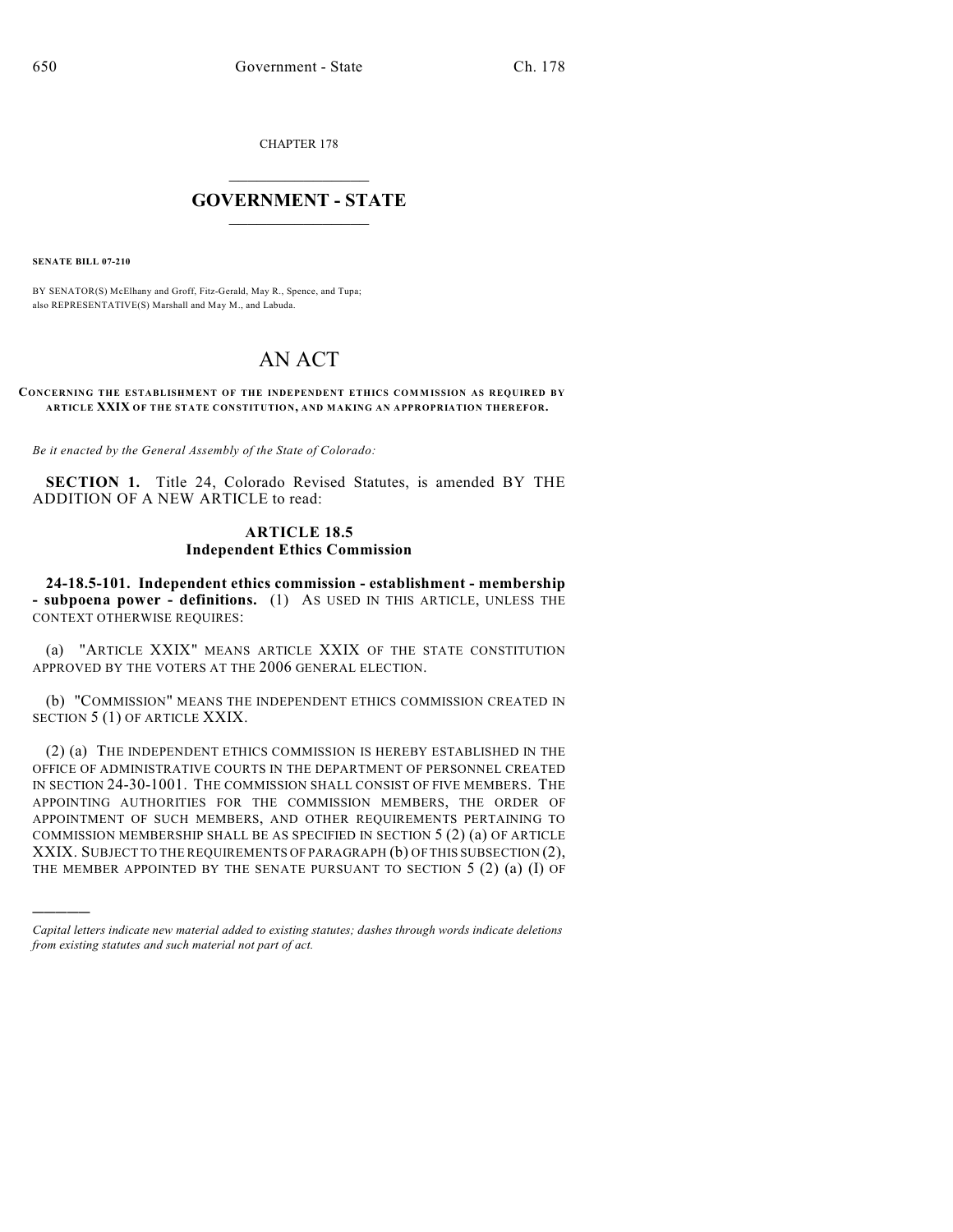CHAPTER 178

# GOVERNMENT - STATE

**SENATE BILL 07-210**

BY SENATOR(S) McElhany and Groff, Fitz-Gerald, May R., Spence, and Tupa;
also REPRESENTATIVE(S) Marshall and May M., and Labuda.

# AN ACT

**CONCERNING THE ESTABLISHMENT OF THE INDEPENDENT ETHICS COMMISSION AS REQUIRED BY ARTICLE XXIX OF THE STATE CONSTITUTION, AND MAKING AN APPROPRIATION THEREFOR.**

*Be it enacted by the General Assembly of the State of Colorado:*

**SECTION 1.** Title 24, Colorado Revised Statutes, is amended BY THE ADDITION OF A NEW ARTICLE to read:

## ARTICLE 18.5
## Independent Ethics Commission

**24-18.5-101. Independent ethics commission - establishment - membership - subpoena power - definitions.** (1) AS USED IN THIS ARTICLE, UNLESS THE CONTEXT OTHERWISE REQUIRES:

(a) "ARTICLE XXIX" MEANS ARTICLE XXIX OF THE STATE CONSTITUTION APPROVED BY THE VOTERS AT THE 2006 GENERAL ELECTION.

(b) "COMMISSION" MEANS THE INDEPENDENT ETHICS COMMISSION CREATED IN SECTION 5 (1) OF ARTICLE XXIX.

(2) (a) THE INDEPENDENT ETHICS COMMISSION IS HEREBY ESTABLISHED IN THE OFFICE OF ADMINISTRATIVE COURTS IN THE DEPARTMENT OF PERSONNEL CREATED IN SECTION 24-30-1001. THE COMMISSION SHALL CONSIST OF FIVE MEMBERS. THE APPOINTING AUTHORITIES FOR THE COMMISSION MEMBERS, THE ORDER OF APPOINTMENT OF SUCH MEMBERS, AND OTHER REQUIREMENTS PERTAINING TO COMMISSION MEMBERSHIP SHALL BE AS SPECIFIED IN SECTION 5 (2) (a) OF ARTICLE XXIX. SUBJECT TO THE REQUIREMENTS OF PARAGRAPH (b) OF THIS SUBSECTION (2), THE MEMBER APPOINTED BY THE SENATE PURSUANT TO SECTION 5 (2) (a) (I) OF

---

*Capital letters indicate new material added to existing statutes; dashes through words indicate deletions from existing statutes and such material not part of act.*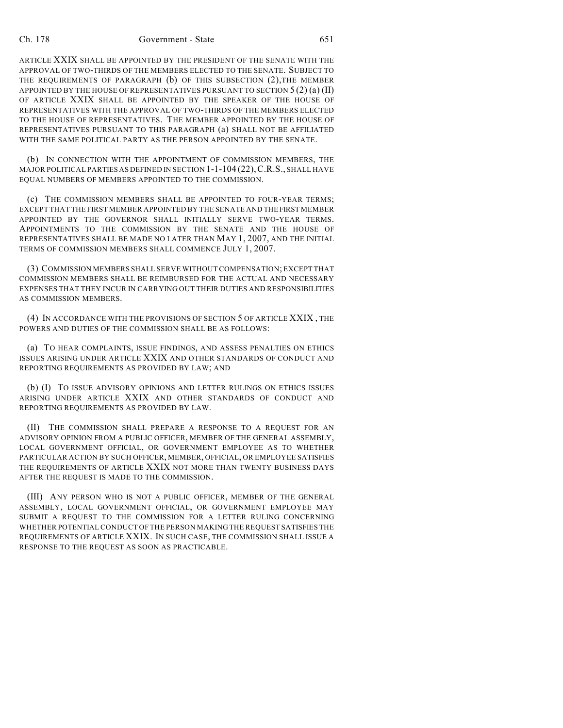ARTICLE XXIX SHALL BE APPOINTED BY THE PRESIDENT OF THE SENATE WITH THE APPROVAL OF TWO-THIRDS OF THE MEMBERS ELECTED TO THE SENATE. SUBJECT TO THE REQUIREMENTS OF PARAGRAPH (b) OF THIS SUBSECTION (2),THE MEMBER APPOINTED BY THE HOUSE OF REPRESENTATIVES PURSUANT TO SECTION 5 (2) (a) (II) OF ARTICLE XXIX SHALL BE APPOINTED BY THE SPEAKER OF THE HOUSE OF REPRESENTATIVES WITH THE APPROVAL OF TWO-THIRDS OF THE MEMBERS ELECTED TO THE HOUSE OF REPRESENTATIVES. THE MEMBER APPOINTED BY THE HOUSE OF REPRESENTATIVES PURSUANT TO THIS PARAGRAPH (a) SHALL NOT BE AFFILIATED WITH THE SAME POLITICAL PARTY AS THE PERSON APPOINTED BY THE SENATE.

(b) IN CONNECTION WITH THE APPOINTMENT OF COMMISSION MEMBERS, THE MAJOR POLITICAL PARTIES AS DEFINED IN SECTION 1-1-104 (22), C.R.S., SHALL HAVE EQUAL NUMBERS OF MEMBERS APPOINTED TO THE COMMISSION.

(c) THE COMMISSION MEMBERS SHALL BE APPOINTED TO FOUR-YEAR TERMS; EXCEPT THAT THE FIRST MEMBER APPOINTED BY THE SENATE AND THE FIRST MEMBER APPOINTED BY THE GOVERNOR SHALL INITIALLY SERVE TWO-YEAR TERMS. APPOINTMENTS TO THE COMMISSION BY THE SENATE AND THE HOUSE OF REPRESENTATIVES SHALL BE MADE NO LATER THAN MAY 1, 2007, AND THE INITIAL TERMS OF COMMISSION MEMBERS SHALL COMMENCE JULY 1, 2007.

(3) COMMISSION MEMBERS SHALL SERVE WITHOUT COMPENSATION; EXCEPT THAT COMMISSION MEMBERS SHALL BE REIMBURSED FOR THE ACTUAL AND NECESSARY EXPENSES THAT THEY INCUR IN CARRYING OUT THEIR DUTIES AND RESPONSIBILITIES AS COMMISSION MEMBERS.

(4) IN ACCORDANCE WITH THE PROVISIONS OF SECTION 5 OF ARTICLE XXIX , THE POWERS AND DUTIES OF THE COMMISSION SHALL BE AS FOLLOWS:

(a) TO HEAR COMPLAINTS, ISSUE FINDINGS, AND ASSESS PENALTIES ON ETHICS ISSUES ARISING UNDER ARTICLE XXIX AND OTHER STANDARDS OF CONDUCT AND REPORTING REQUIREMENTS AS PROVIDED BY LAW; AND

(b) (I) TO ISSUE ADVISORY OPINIONS AND LETTER RULINGS ON ETHICS ISSUES ARISING UNDER ARTICLE XXIX AND OTHER STANDARDS OF CONDUCT AND REPORTING REQUIREMENTS AS PROVIDED BY LAW.

(II) THE COMMISSION SHALL PREPARE A RESPONSE TO A REQUEST FOR AN ADVISORY OPINION FROM A PUBLIC OFFICER, MEMBER OF THE GENERAL ASSEMBLY, LOCAL GOVERNMENT OFFICIAL, OR GOVERNMENT EMPLOYEE AS TO WHETHER PARTICULAR ACTION BY SUCH OFFICER, MEMBER, OFFICIAL, OR EMPLOYEE SATISFIES THE REQUIREMENTS OF ARTICLE XXIX NOT MORE THAN TWENTY BUSINESS DAYS AFTER THE REQUEST IS MADE TO THE COMMISSION.

(III) ANY PERSON WHO IS NOT A PUBLIC OFFICER, MEMBER OF THE GENERAL ASSEMBLY, LOCAL GOVERNMENT OFFICIAL, OR GOVERNMENT EMPLOYEE MAY SUBMIT A REQUEST TO THE COMMISSION FOR A LETTER RULING CONCERNING WHETHER POTENTIAL CONDUCT OF THE PERSON MAKING THE REQUEST SATISFIES THE REQUIREMENTS OF ARTICLE XXIX. IN SUCH CASE, THE COMMISSION SHALL ISSUE A RESPONSE TO THE REQUEST AS SOON AS PRACTICABLE.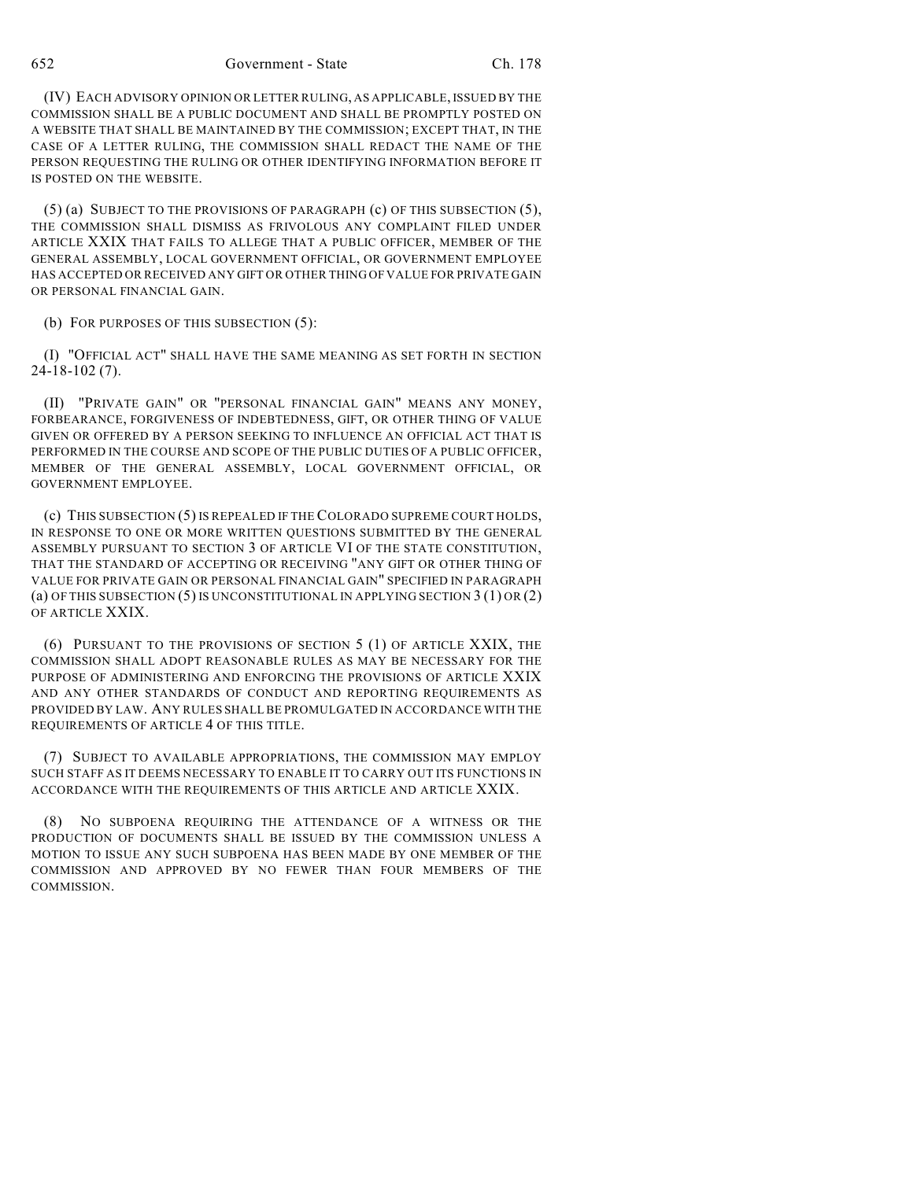(IV) EACH ADVISORY OPINION OR LETTER RULING, AS APPLICABLE, ISSUED BY THE COMMISSION SHALL BE A PUBLIC DOCUMENT AND SHALL BE PROMPTLY POSTED ON A WEBSITE THAT SHALL BE MAINTAINED BY THE COMMISSION; EXCEPT THAT, IN THE CASE OF A LETTER RULING, THE COMMISSION SHALL REDACT THE NAME OF THE PERSON REQUESTING THE RULING OR OTHER IDENTIFYING INFORMATION BEFORE IT IS POSTED ON THE WEBSITE.

(5) (a) SUBJECT TO THE PROVISIONS OF PARAGRAPH (c) OF THIS SUBSECTION (5), THE COMMISSION SHALL DISMISS AS FRIVOLOUS ANY COMPLAINT FILED UNDER ARTICLE XXIX THAT FAILS TO ALLEGE THAT A PUBLIC OFFICER, MEMBER OF THE GENERAL ASSEMBLY, LOCAL GOVERNMENT OFFICIAL, OR GOVERNMENT EMPLOYEE HAS ACCEPTED OR RECEIVED ANY GIFT OR OTHER THING OF VALUE FOR PRIVATE GAIN OR PERSONAL FINANCIAL GAIN.

(b) FOR PURPOSES OF THIS SUBSECTION (5):

(I) "OFFICIAL ACT" SHALL HAVE THE SAME MEANING AS SET FORTH IN SECTION 24-18-102 (7).

(II) "PRIVATE GAIN" OR "PERSONAL FINANCIAL GAIN" MEANS ANY MONEY, FORBEARANCE, FORGIVENESS OF INDEBTEDNESS, GIFT, OR OTHER THING OF VALUE GIVEN OR OFFERED BY A PERSON SEEKING TO INFLUENCE AN OFFICIAL ACT THAT IS PERFORMED IN THE COURSE AND SCOPE OF THE PUBLIC DUTIES OF A PUBLIC OFFICER, MEMBER OF THE GENERAL ASSEMBLY, LOCAL GOVERNMENT OFFICIAL, OR GOVERNMENT EMPLOYEE.

(c) THIS SUBSECTION (5) IS REPEALED IF THE COLORADO SUPREME COURT HOLDS, IN RESPONSE TO ONE OR MORE WRITTEN QUESTIONS SUBMITTED BY THE GENERAL ASSEMBLY PURSUANT TO SECTION 3 OF ARTICLE VI OF THE STATE CONSTITUTION, THAT THE STANDARD OF ACCEPTING OR RECEIVING "ANY GIFT OR OTHER THING OF VALUE FOR PRIVATE GAIN OR PERSONAL FINANCIAL GAIN" SPECIFIED IN PARAGRAPH (a) OF THIS SUBSECTION (5) IS UNCONSTITUTIONAL IN APPLYING SECTION 3 (1) OR (2) OF ARTICLE XXIX.

(6) PURSUANT TO THE PROVISIONS OF SECTION 5 (1) OF ARTICLE XXIX, THE COMMISSION SHALL ADOPT REASONABLE RULES AS MAY BE NECESSARY FOR THE PURPOSE OF ADMINISTERING AND ENFORCING THE PROVISIONS OF ARTICLE XXIX AND ANY OTHER STANDARDS OF CONDUCT AND REPORTING REQUIREMENTS AS PROVIDED BY LAW. ANY RULES SHALL BE PROMULGATED IN ACCORDANCE WITH THE REQUIREMENTS OF ARTICLE 4 OF THIS TITLE.

(7) SUBJECT TO AVAILABLE APPROPRIATIONS, THE COMMISSION MAY EMPLOY SUCH STAFF AS IT DEEMS NECESSARY TO ENABLE IT TO CARRY OUT ITS FUNCTIONS IN ACCORDANCE WITH THE REQUIREMENTS OF THIS ARTICLE AND ARTICLE XXIX.

(8) NO SUBPOENA REQUIRING THE ATTENDANCE OF A WITNESS OR THE PRODUCTION OF DOCUMENTS SHALL BE ISSUED BY THE COMMISSION UNLESS A MOTION TO ISSUE ANY SUCH SUBPOENA HAS BEEN MADE BY ONE MEMBER OF THE COMMISSION AND APPROVED BY NO FEWER THAN FOUR MEMBERS OF THE COMMISSION.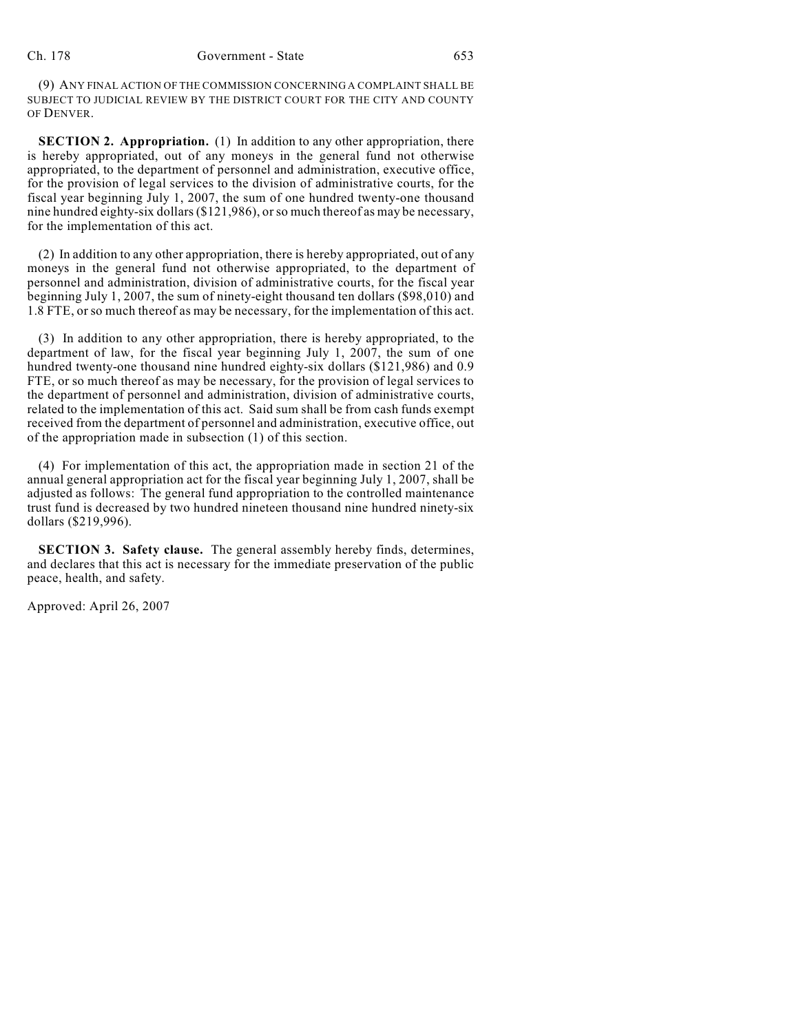(9) ANY FINAL ACTION OF THE COMMISSION CONCERNING A COMPLAINT SHALL BE SUBJECT TO JUDICIAL REVIEW BY THE DISTRICT COURT FOR THE CITY AND COUNTY OF DENVER.

**SECTION 2. Appropriation.** (1) In addition to any other appropriation, there is hereby appropriated, out of any moneys in the general fund not otherwise appropriated, to the department of personnel and administration, executive office, for the provision of legal services to the division of administrative courts, for the fiscal year beginning July 1, 2007, the sum of one hundred twenty-one thousand nine hundred eighty-six dollars ($121,986), or so much thereof as may be necessary, for the implementation of this act.

(2) In addition to any other appropriation, there is hereby appropriated, out of any moneys in the general fund not otherwise appropriated, to the department of personnel and administration, division of administrative courts, for the fiscal year beginning July 1, 2007, the sum of ninety-eight thousand ten dollars ($98,010) and 1.8 FTE, or so much thereof as may be necessary, for the implementation of this act.

(3) In addition to any other appropriation, there is hereby appropriated, to the department of law, for the fiscal year beginning July 1, 2007, the sum of one hundred twenty-one thousand nine hundred eighty-six dollars ($121,986) and 0.9 FTE, or so much thereof as may be necessary, for the provision of legal services to the department of personnel and administration, division of administrative courts, related to the implementation of this act. Said sum shall be from cash funds exempt received from the department of personnel and administration, executive office, out of the appropriation made in subsection (1) of this section.

(4) For implementation of this act, the appropriation made in section 21 of the annual general appropriation act for the fiscal year beginning July 1, 2007, shall be adjusted as follows: The general fund appropriation to the controlled maintenance trust fund is decreased by two hundred nineteen thousand nine hundred ninety-six dollars ($219,996).

**SECTION 3. Safety clause.** The general assembly hereby finds, determines, and declares that this act is necessary for the immediate preservation of the public peace, health, and safety.

Approved: April 26, 2007